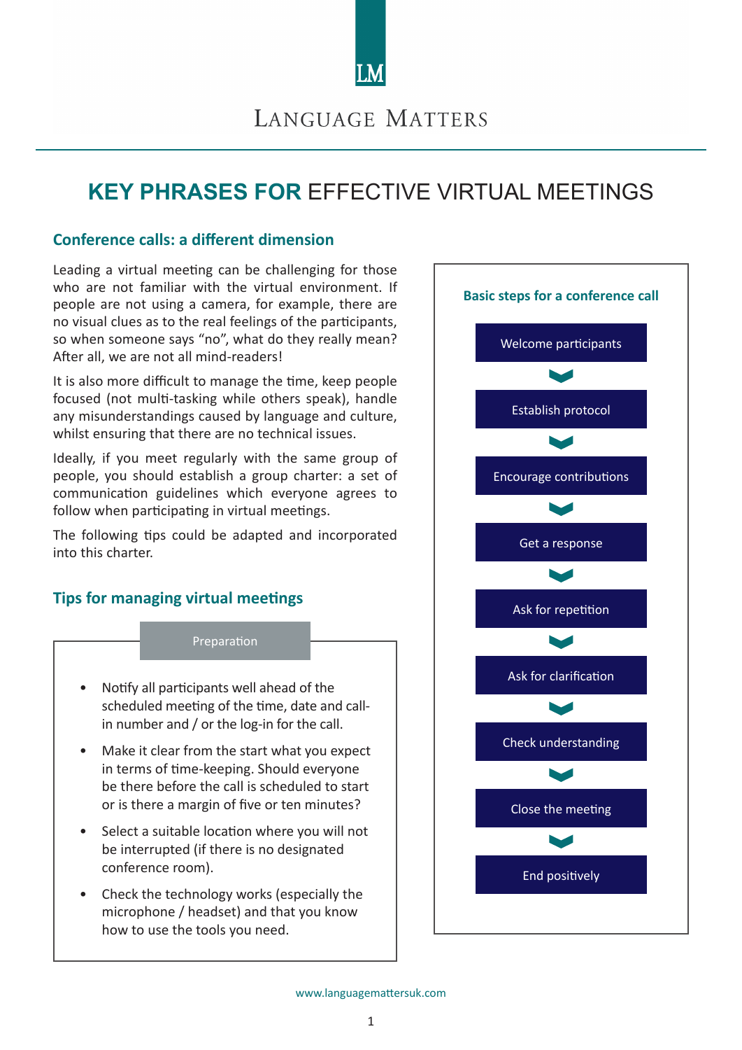LM

LANGUAGE MATTERS

# KEY PHRASES FOR EFFECTIVE VIRTUAL MEETINGS

## Conference calls: a different dimension

Leading a virtual meeting can be challenging for those who are not familiar with the virtual environment. If people are not using a camera, for example, there are no visual clues as to the real feelings of the participants, so when someone says "no", what do they really mean? After all, we are not all mind-readers!

It is also more difficult to manage the time, keep people focused (not multi-tasking while others speak), handle any misunderstandings caused by language and culture, whilst ensuring that there are no technical issues.

Ideally, if you meet regularly with the same group of people, you should establish a group charter: a set of communication guidelines which everyone agrees to follow when participating in virtual meetings.

The following tips could be adapted and incorporated into this charter.

## Tips for managing virtual meetings

### Preparation

- Notify all participants well ahead of the scheduled meeting of the time, date and call-in number and / or the log-in for the call.
- Make it clear from the start what you expect in terms of time-keeping. Should everyone be there before the call is scheduled to start or is there a margin of five or ten minutes?
- Select a suitable location where you will not be interrupted (if there is no designated conference room).
- Check the technology works (especially the microphone / headset) and that you know how to use the tools you need.

### Basic steps for a conference call

1. Welcome participants
2. Establish protocol
3. Encourage contributions
4. Get a response
5. Ask for repetition
6. Ask for clarification
7. Check understanding
8. Close the meeting
9. End positively

www.languagemattersuk.com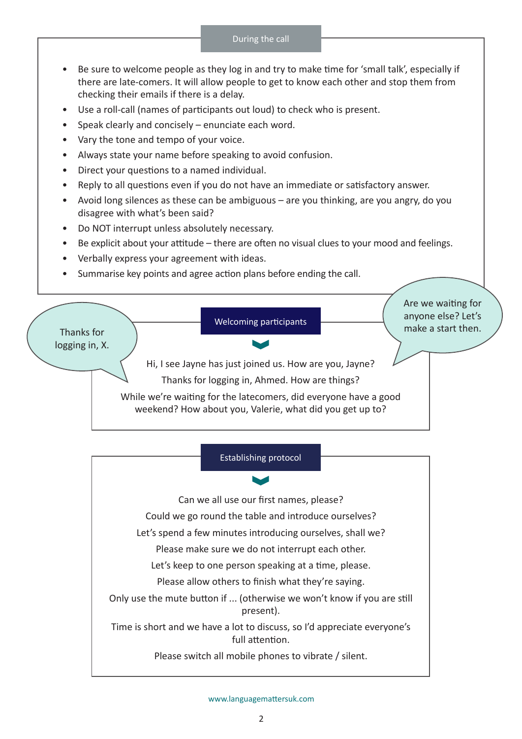## During the call

- Be sure to welcome people as they log in and try to make time for 'small talk', especially if there are late-comers. It will allow people to get to know each other and stop them from checking their emails if there is a delay.
- Use a roll-call (names of participants out loud) to check who is present.
- Speak clearly and concisely – enunciate each word.
- Vary the tone and tempo of your voice.
- Always state your name before speaking to avoid confusion.
- Direct your questions to a named individual.
- Reply to all questions even if you do not have an immediate or satisfactory answer.
- Avoid long silences as these can be ambiguous – are you thinking, are you angry, do you disagree with what's been said?
- Do NOT interrupt unless absolutely necessary.
- Be explicit about your attitude – there are often no visual clues to your mood and feelings.
- Verbally express your agreement with ideas.
- Summarise key points and agree action plans before ending the call.

## Welcoming participants

Thanks for logging in, X.

Are we waiting for anyone else? Let's make a start then.

Hi, I see Jayne has just joined us. How are you, Jayne?

Thanks for logging in, Ahmed. How are things?

While we're waiting for the latecomers, did everyone have a good weekend? How about you, Valerie, what did you get up to?

## Establishing protocol

Can we all use our first names, please?

Could we go round the table and introduce ourselves?

Let's spend a few minutes introducing ourselves, shall we?

Please make sure we do not interrupt each other.

Let's keep to one person speaking at a time, please.

Please allow others to finish what they're saying.

Only use the mute button if ... (otherwise we won't know if you are still present).

Time is short and we have a lot to discuss, so I'd appreciate everyone's full attention.

Please switch all mobile phones to vibrate / silent.

www.languagemattersuk.com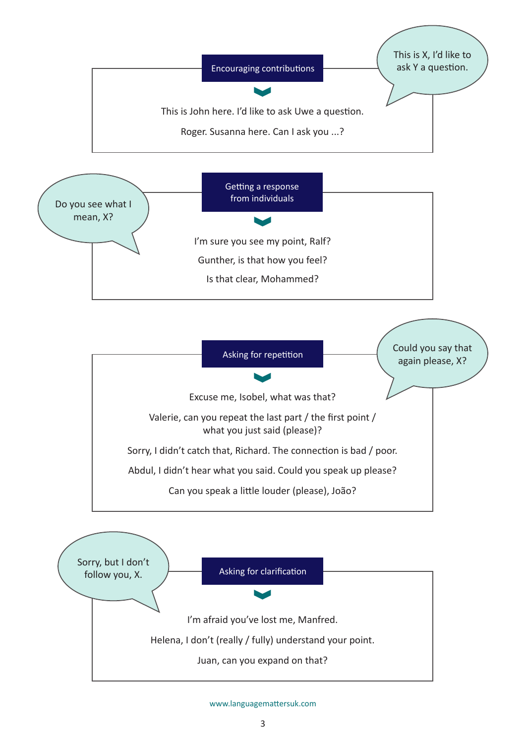## Encouraging contributions

> This is X, I'd like to ask Y a question.

This is John here. I'd like to ask Uwe a question.

Roger. Susanna here. Can I ask you ...?

## Getting a response from individuals

> Do you see what I mean, X?

I'm sure you see my point, Ralf?

Gunther, is that how you feel?

Is that clear, Mohammed?

## Asking for repetition

> Could you say that again please, X?

Excuse me, Isobel, what was that?

Valerie, can you repeat the last part / the first point / what you just said (please)?

Sorry, I didn't catch that, Richard. The connection is bad / poor.

Abdul, I didn't hear what you said. Could you speak up please?

Can you speak a little louder (please), João?

## Asking for clarification

> Sorry, but I don't follow you, X.

I'm afraid you've lost me, Manfred.

Helena, I don't (really / fully) understand your point.

Juan, can you expand on that?

www.languagemattersuk.com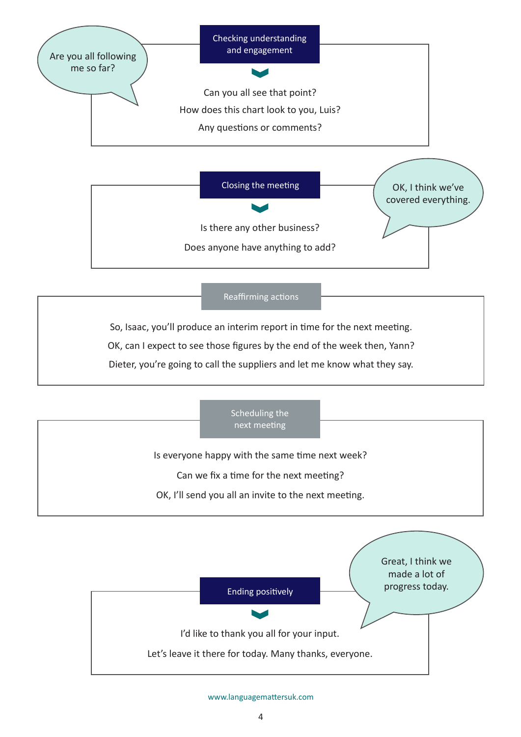> Are you all following me so far?

## Checking understanding and engagement

Can you all see that point?

How does this chart look to you, Luis?

Any questions or comments?

> OK, I think we've covered everything.

## Closing the meeting

Is there any other business?

Does anyone have anything to add?

## Reaffirming actions

So, Isaac, you'll produce an interim report in time for the next meeting.

OK, can I expect to see those figures by the end of the week then, Yann?

Dieter, you're going to call the suppliers and let me know what they say.

## Scheduling the next meeting

Is everyone happy with the same time next week?

Can we fix a time for the next meeting?

OK, I'll send you all an invite to the next meeting.

> Great, I think we made a lot of progress today.

## Ending positively

I'd like to thank you all for your input.

Let's leave it there for today. Many thanks, everyone.

www.languagemattersuk.com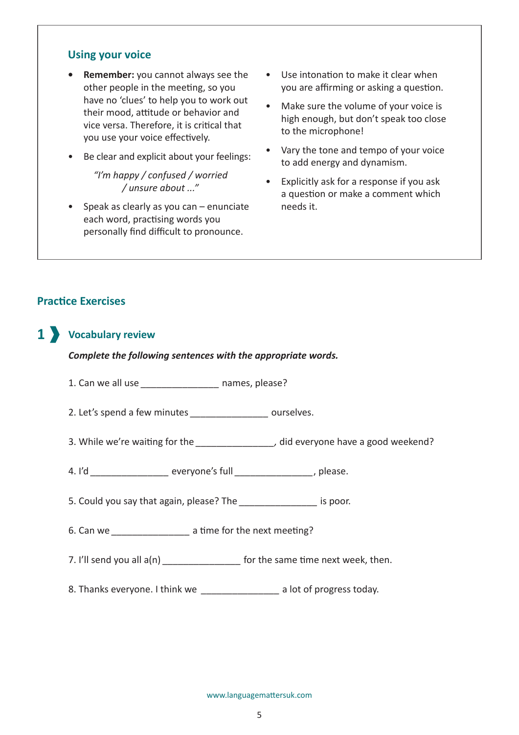## Using your voice

- **Remember:** you cannot always see the other people in the meeting, so you have no 'clues' to help you to work out their mood, attitude or behavior and vice versa. Therefore, it is critical that you use your voice effectively.
- Be clear and explicit about your feelings:

  *"I'm happy / confused / worried / unsure about ..."*

- Speak as clearly as you can – enunciate each word, practising words you personally find difficult to pronounce.
- Use intonation to make it clear when you are affirming or asking a question.
- Make sure the volume of your voice is high enough, but don't speak too close to the microphone!
- Vary the tone and tempo of your voice to add energy and dynamism.
- Explicitly ask for a response if you ask a question or make a comment which needs it.

## Practice Exercises

### 1 Vocabulary review

***Complete the following sentences with the appropriate words.***

1. Can we all use _______________ names, please?

2. Let's spend a few minutes _______________ ourselves.

3. While we're waiting for the _______________, did everyone have a good weekend?

4. I'd _______________ everyone's full _______________, please.

5. Could you say that again, please? The _______________ is poor.

6. Can we _______________ a time for the next meeting?

7. I'll send you all a(n) _______________ for the same time next week, then.

8. Thanks everyone. I think we _______________ a lot of progress today.

www.languagemattersuk.com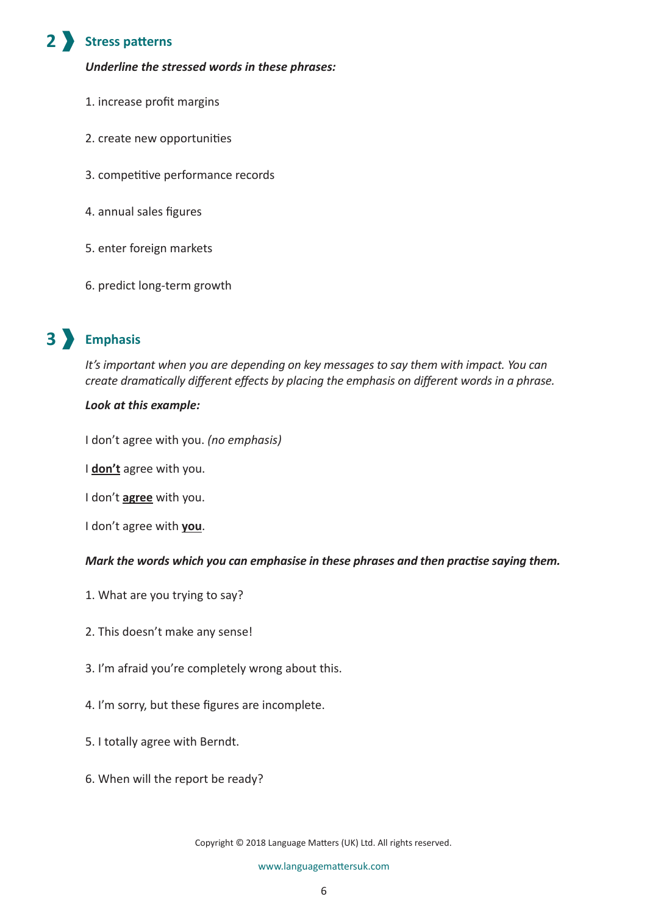## 2 Stress patterns

***Underline the stressed words in these phrases:***

1. increase profit margins

2. create new opportunities

3. competitive performance records

4. annual sales figures

5. enter foreign markets

6. predict long-term growth

## 3 Emphasis

*It's important when you are depending on key messages to say them with impact. You can create dramatically different effects by placing the emphasis on different words in a phrase.*

***Look at this example:***

I don't agree with you. *(no emphasis)*

I <u>**don't**</u> agree with you.

I don't <u>**agree**</u> with you.

I don't agree with <u>**you**</u>.

***Mark the words which you can emphasise in these phrases and then practise saying them.***

1. What are you trying to say?

2. This doesn't make any sense!

3. I'm afraid you're completely wrong about this.

4. I'm sorry, but these figures are incomplete.

5. I totally agree with Berndt.

6. When will the report be ready?

Copyright © 2018 Language Matters (UK) Ltd. All rights reserved.

www.languagemattersuk.com